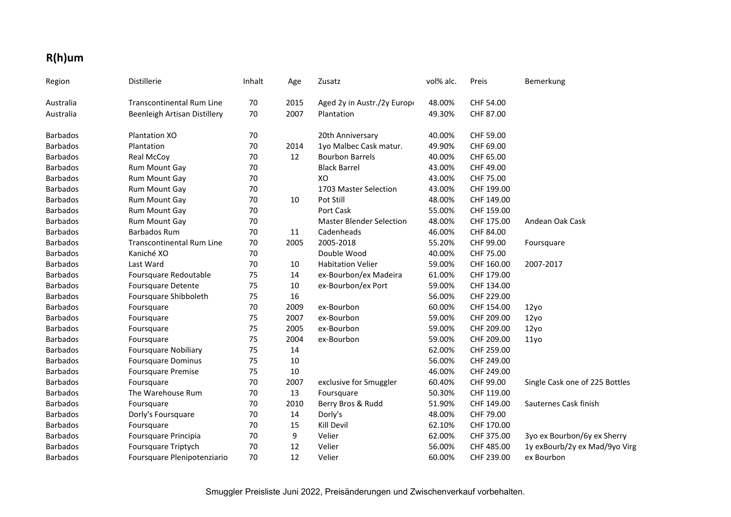## R(h)um

| Region | Distillerie | Inhalt | Age | Zusatz | vol% alc. | Preis | Bemerkung |
|---|---|---|---|---|---|---|---|
| Australia | Transcontinental Rum Line | 70 | 2015 | Aged 2y in Austr./2y Europ | 48.00% | CHF 54.00 | |
| Australia | Beenleigh Artisan Distillery | 70 | 2007 | Plantation | 49.30% | CHF 87.00 | |
| Barbados | Plantation XO | 70 | | 20th Anniversary | 40.00% | CHF 59.00 | |
| Barbados | Plantation | 70 | 2014 | 1yo Malbec Cask matur. | 49.90% | CHF 69.00 | |
| Barbados | Real McCoy | 70 | 12 | Bourbon Barrels | 40.00% | CHF 65.00 | |
| Barbados | Rum Mount Gay | 70 | | Black Barrel | 43.00% | CHF 49.00 | |
| Barbados | Rum Mount Gay | 70 | | XO | 43.00% | CHF 75.00 | |
| Barbados | Rum Mount Gay | 70 | | 1703 Master Selection | 43.00% | CHF 199.00 | |
| Barbados | Rum Mount Gay | 70 | 10 | Pot Still | 48.00% | CHF 149.00 | |
| Barbados | Rum Mount Gay | 70 | | Port Cask | 55.00% | CHF 159.00 | |
| Barbados | Rum Mount Gay | 70 | | Master Blender Selection | 48.00% | CHF 175.00 | Andean Oak Cask |
| Barbados | Barbados Rum | 70 | 11 | Cadenheads | 46.00% | CHF 84.00 | |
| Barbados | Transcontinental Rum Line | 70 | 2005 | 2005-2018 | 55.20% | CHF 99.00 | Foursquare |
| Barbados | Kaniché XO | 70 | | Double Wood | 40.00% | CHF 75.00 | |
| Barbados | Last Ward | 70 | 10 | Habitation Velier | 59.00% | CHF 160.00 | 2007-2017 |
| Barbados | Foursquare Redoutable | 75 | 14 | ex-Bourbon/ex Madeira | 61.00% | CHF 179.00 | |
| Barbados | Foursquare Detente | 75 | 10 | ex-Bourbon/ex Port | 59.00% | CHF 134.00 | |
| Barbados | Foursquare Shibboleth | 75 | 16 | | 56.00% | CHF 229.00 | |
| Barbados | Foursquare | 70 | 2009 | ex-Bourbon | 60.00% | CHF 154.00 | 12yo |
| Barbados | Foursquare | 75 | 2007 | ex-Bourbon | 59.00% | CHF 209.00 | 12yo |
| Barbados | Foursquare | 75 | 2005 | ex-Bourbon | 59.00% | CHF 209.00 | 12yo |
| Barbados | Foursquare | 75 | 2004 | ex-Bourbon | 59.00% | CHF 209.00 | 11yo |
| Barbados | Foursquare Nobiliary | 75 | 14 | | 62.00% | CHF 259.00 | |
| Barbados | Foursquare Dominus | 75 | 10 | | 56.00% | CHF 249.00 | |
| Barbados | Foursquare Premise | 75 | 10 | | 46.00% | CHF 249.00 | |
| Barbados | Foursquare | 70 | 2007 | exclusive for Smuggler | 60.40% | CHF 99.00 | Single Cask one of 225 Bottles |
| Barbados | The Warehouse Rum | 70 | 13 | Foursquare | 50.30% | CHF 119.00 | |
| Barbados | Foursquare | 70 | 2010 | Berry Bros & Rudd | 51.90% | CHF 149.00 | Sauternes Cask finish |
| Barbados | Dorly's Foursquare | 70 | 14 | Dorly's | 48.00% | CHF 79.00 | |
| Barbados | Foursquare | 70 | 15 | Kill Devil | 62.10% | CHF 170.00 | |
| Barbados | Foursquare Principia | 70 | 9 | Velier | 62.00% | CHF 375.00 | 3yo ex Bourbon/6y ex Sherry |
| Barbados | Foursquare Triptych | 70 | 12 | Velier | 56.00% | CHF 485.00 | 1y exBourb/2y ex Mad/9yo Virg |
| Barbados | Foursquare Plenipotenziario | 70 | 12 | Velier | 60.00% | CHF 239.00 | ex Bourbon |

Smuggler Preisliste Juni 2022, Preisänderungen und Zwischenverkauf vorbehalten.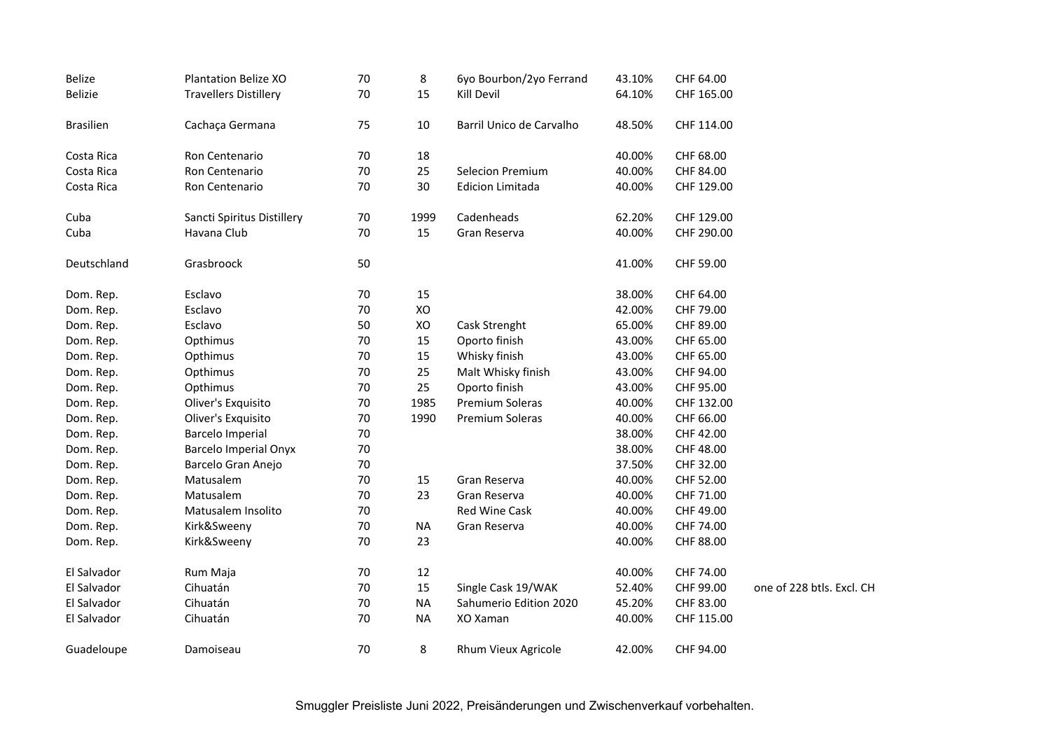| | | | | | | | |
|---|---|---|---|---|---|---|---|
| Belize | Plantation Belize XO | 70 | 8 | 6yo Bourbon/2yo Ferrand | 43.10% | CHF 64.00 | |
| Belizie | Travellers Distillery | 70 | 15 | Kill Devil | 64.10% | CHF 165.00 | |
| | | | | | | | |
| Brasilien | Cachaça Germana | 75 | 10 | Barril Unico de Carvalho | 48.50% | CHF 114.00 | |
| | | | | | | | |
| Costa Rica | Ron Centenario | 70 | 18 | | 40.00% | CHF 68.00 | |
| Costa Rica | Ron Centenario | 70 | 25 | Selecion Premium | 40.00% | CHF 84.00 | |
| Costa Rica | Ron Centenario | 70 | 30 | Edicion Limitada | 40.00% | CHF 129.00 | |
| | | | | | | | |
| Cuba | Sancti Spiritus Distillery | 70 | 1999 | Cadenheads | 62.20% | CHF 129.00 | |
| Cuba | Havana Club | 70 | 15 | Gran Reserva | 40.00% | CHF 290.00 | |
| | | | | | | | |
| Deutschland | Grasbroock | 50 | | | 41.00% | CHF 59.00 | |
| | | | | | | | |
| Dom. Rep. | Esclavo | 70 | 15 | | 38.00% | CHF 64.00 | |
| Dom. Rep. | Esclavo | 70 | XO | | 42.00% | CHF 79.00 | |
| Dom. Rep. | Esclavo | 50 | XO | Cask Strenght | 65.00% | CHF 89.00 | |
| Dom. Rep. | Opthimus | 70 | 15 | Oporto finish | 43.00% | CHF 65.00 | |
| Dom. Rep. | Opthimus | 70 | 15 | Whisky finish | 43.00% | CHF 65.00 | |
| Dom. Rep. | Opthimus | 70 | 25 | Malt Whisky finish | 43.00% | CHF 94.00 | |
| Dom. Rep. | Opthimus | 70 | 25 | Oporto finish | 43.00% | CHF 95.00 | |
| Dom. Rep. | Oliver's Exquisito | 70 | 1985 | Premium Soleras | 40.00% | CHF 132.00 | |
| Dom. Rep. | Oliver's Exquisito | 70 | 1990 | Premium Soleras | 40.00% | CHF 66.00 | |
| Dom. Rep. | Barcelo Imperial | 70 | | | 38.00% | CHF 42.00 | |
| Dom. Rep. | Barcelo Imperial Onyx | 70 | | | 38.00% | CHF 48.00 | |
| Dom. Rep. | Barcelo Gran Anejo | 70 | | | 37.50% | CHF 32.00 | |
| Dom. Rep. | Matusalem | 70 | 15 | Gran Reserva | 40.00% | CHF 52.00 | |
| Dom. Rep. | Matusalem | 70 | 23 | Gran Reserva | 40.00% | CHF 71.00 | |
| Dom. Rep. | Matusalem Insolito | 70 | | Red Wine Cask | 40.00% | CHF 49.00 | |
| Dom. Rep. | Kirk&Sweeny | 70 | NA | Gran Reserva | 40.00% | CHF 74.00 | |
| Dom. Rep. | Kirk&Sweeny | 70 | 23 | | 40.00% | CHF 88.00 | |
| | | | | | | | |
| El Salvador | Rum Maja | 70 | 12 | | 40.00% | CHF 74.00 | |
| El Salvador | Cihuatán | 70 | 15 | Single Cask 19/WAK | 52.40% | CHF 99.00 | one of 228 btls. Excl. CH |
| El Salvador | Cihuatán | 70 | NA | Sahumerio Edition 2020 | 45.20% | CHF 83.00 | |
| El Salvador | Cihuatán | 70 | NA | XO Xaman | 40.00% | CHF 115.00 | |
| | | | | | | | |
| Guadeloupe | Damoiseau | 70 | 8 | Rhum Vieux Agricole | 42.00% | CHF 94.00 | |

Smuggler Preisliste Juni 2022, Preisänderungen und Zwischenverkauf vorbehalten.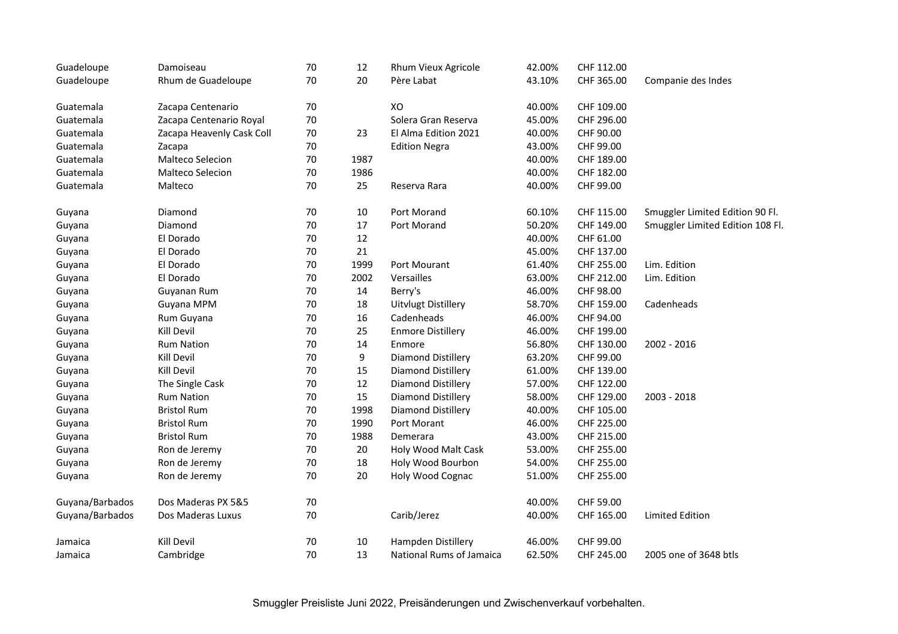| | | | | | | | |
|---|---|---|---|---|---|---|---|
| Guadeloupe | Damoiseau | 70 | 12 | Rhum Vieux Agricole | 42.00% | CHF 112.00 | |
| Guadeloupe | Rhum de Guadeloupe | 70 | 20 | Père Labat | 43.10% | CHF 365.00 | Companie des Indes |
| | | | | | | | |
| Guatemala | Zacapa Centenario | 70 | | XO | 40.00% | CHF 109.00 | |
| Guatemala | Zacapa Centenario Royal | 70 | | Solera Gran Reserva | 45.00% | CHF 296.00 | |
| Guatemala | Zacapa Heavenly Cask Coll | 70 | 23 | El Alma Edition 2021 | 40.00% | CHF 90.00 | |
| Guatemala | Zacapa | 70 | | Edition Negra | 43.00% | CHF 99.00 | |
| Guatemala | Malteco Selecion | 70 | 1987 | | 40.00% | CHF 189.00 | |
| Guatemala | Malteco Selecion | 70 | 1986 | | 40.00% | CHF 182.00 | |
| Guatemala | Malteco | 70 | 25 | Reserva Rara | 40.00% | CHF 99.00 | |
| | | | | | | | |
| Guyana | Diamond | 70 | 10 | Port Morand | 60.10% | CHF 115.00 | Smuggler Limited Edition 90 Fl. |
| Guyana | Diamond | 70 | 17 | Port Morand | 50.20% | CHF 149.00 | Smuggler Limited Edition 108 Fl. |
| Guyana | El Dorado | 70 | 12 | | 40.00% | CHF 61.00 | |
| Guyana | El Dorado | 70 | 21 | | 45.00% | CHF 137.00 | |
| Guyana | El Dorado | 70 | 1999 | Port Mourant | 61.40% | CHF 255.00 | Lim. Edition |
| Guyana | El Dorado | 70 | 2002 | Versailles | 63.00% | CHF 212.00 | Lim. Edition |
| Guyana | Guyanan Rum | 70 | 14 | Berry's | 46.00% | CHF 98.00 | |
| Guyana | Guyana MPM | 70 | 18 | Uitvlugt Distillery | 58.70% | CHF 159.00 | Cadenheads |
| Guyana | Rum Guyana | 70 | 16 | Cadenheads | 46.00% | CHF 94.00 | |
| Guyana | Kill Devil | 70 | 25 | Enmore Distillery | 46.00% | CHF 199.00 | |
| Guyana | Rum Nation | 70 | 14 | Enmore | 56.80% | CHF 130.00 | 2002 - 2016 |
| Guyana | Kill Devil | 70 | 9 | Diamond Distillery | 63.20% | CHF 99.00 | |
| Guyana | Kill Devil | 70 | 15 | Diamond Distillery | 61.00% | CHF 139.00 | |
| Guyana | The Single Cask | 70 | 12 | Diamond Distillery | 57.00% | CHF 122.00 | |
| Guyana | Rum Nation | 70 | 15 | Diamond Distillery | 58.00% | CHF 129.00 | 2003 - 2018 |
| Guyana | Bristol Rum | 70 | 1998 | Diamond Distillery | 40.00% | CHF 105.00 | |
| Guyana | Bristol Rum | 70 | 1990 | Port Morant | 46.00% | CHF 225.00 | |
| Guyana | Bristol Rum | 70 | 1988 | Demerara | 43.00% | CHF 215.00 | |
| Guyana | Ron de Jeremy | 70 | 20 | Holy Wood Malt Cask | 53.00% | CHF 255.00 | |
| Guyana | Ron de Jeremy | 70 | 18 | Holy Wood Bourbon | 54.00% | CHF 255.00 | |
| Guyana | Ron de Jeremy | 70 | 20 | Holy Wood Cognac | 51.00% | CHF 255.00 | |
| | | | | | | | |
| Guyana/Barbados | Dos Maderas PX 5&5 | 70 | | | 40.00% | CHF 59.00 | |
| Guyana/Barbados | Dos Maderas Luxus | 70 | | Carib/Jerez | 40.00% | CHF 165.00 | Limited Edition |
| | | | | | | | |
| Jamaica | Kill Devil | 70 | 10 | Hampden Distillery | 46.00% | CHF 99.00 | |
| Jamaica | Cambridge | 70 | 13 | National Rums of Jamaica | 62.50% | CHF 245.00 | 2005 one of 3648 btls |

Smuggler Preisliste Juni 2022, Preisänderungen und Zwischenverkauf vorbehalten.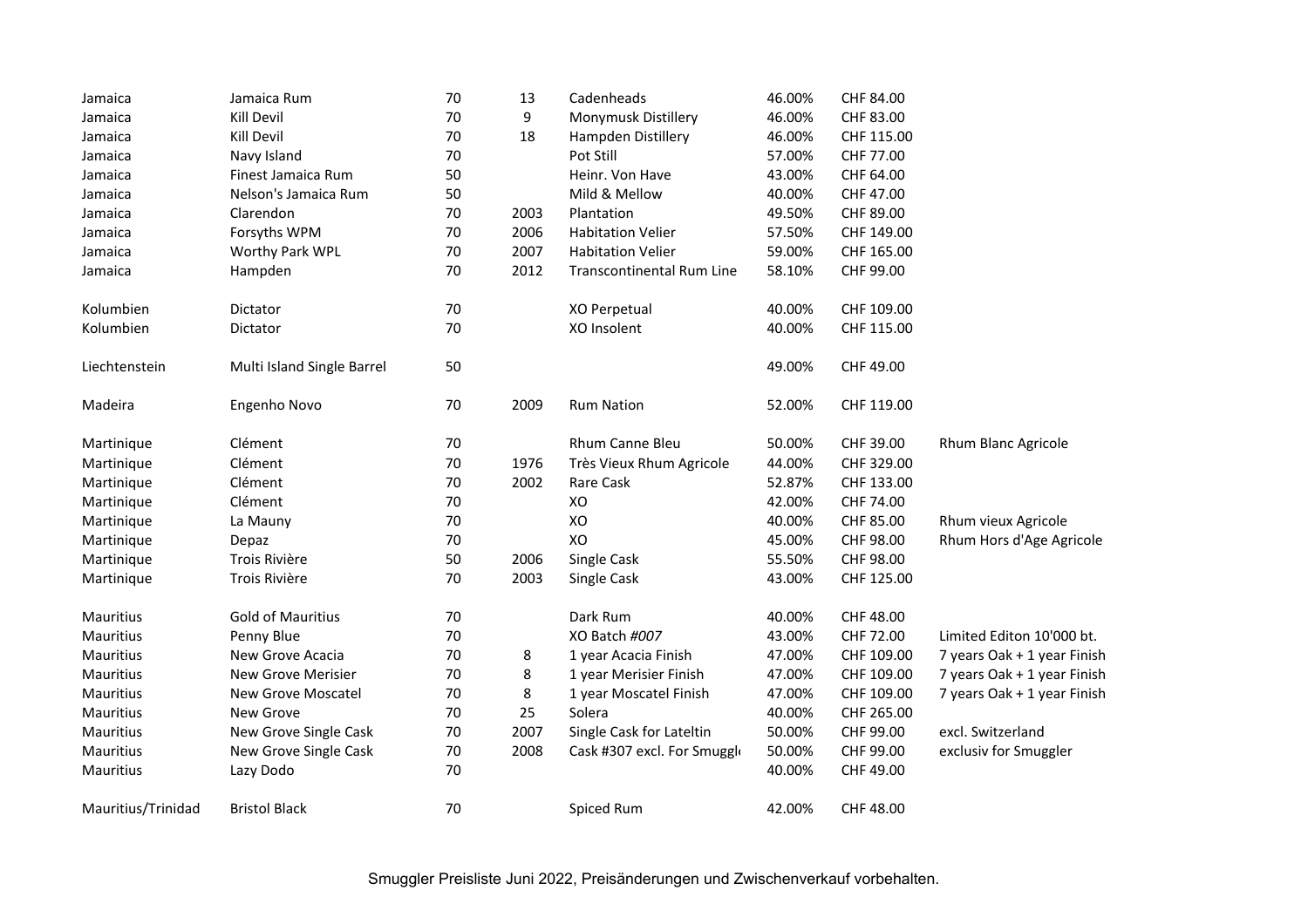| | | | | | | | |
|---|---|---|---|---|---|---|---|
| Jamaica | Jamaica Rum | 70 | 13 | Cadenheads | 46.00% | CHF 84.00 | |
| Jamaica | Kill Devil | 70 | 9 | Monymusk Distillery | 46.00% | CHF 83.00 | |
| Jamaica | Kill Devil | 70 | 18 | Hampden Distillery | 46.00% | CHF 115.00 | |
| Jamaica | Navy Island | 70 | | Pot Still | 57.00% | CHF 77.00 | |
| Jamaica | Finest Jamaica Rum | 50 | | Heinr. Von Have | 43.00% | CHF 64.00 | |
| Jamaica | Nelson's Jamaica Rum | 50 | | Mild & Mellow | 40.00% | CHF 47.00 | |
| Jamaica | Clarendon | 70 | 2003 | Plantation | 49.50% | CHF 89.00 | |
| Jamaica | Forsyths WPM | 70 | 2006 | Habitation Velier | 57.50% | CHF 149.00 | |
| Jamaica | Worthy Park WPL | 70 | 2007 | Habitation Velier | 59.00% | CHF 165.00 | |
| Jamaica | Hampden | 70 | 2012 | Transcontinental Rum Line | 58.10% | CHF 99.00 | |
| | | | | | | | |
| Kolumbien | Dictator | 70 | | XO Perpetual | 40.00% | CHF 109.00 | |
| Kolumbien | Dictator | 70 | | XO Insolent | 40.00% | CHF 115.00 | |
| | | | | | | | |
| Liechtenstein | Multi Island Single Barrel | 50 | | | 49.00% | CHF 49.00 | |
| | | | | | | | |
| Madeira | Engenho Novo | 70 | 2009 | Rum Nation | 52.00% | CHF 119.00 | |
| | | | | | | | |
| Martinique | Clément | 70 | | Rhum Canne Bleu | 50.00% | CHF 39.00 | Rhum Blanc Agricole |
| Martinique | Clément | 70 | 1976 | Très Vieux Rhum Agricole | 44.00% | CHF 329.00 | |
| Martinique | Clément | 70 | 2002 | Rare Cask | 52.87% | CHF 133.00 | |
| Martinique | Clément | 70 | | XO | 42.00% | CHF 74.00 | |
| Martinique | La Mauny | 70 | | XO | 40.00% | CHF 85.00 | Rhum vieux Agricole |
| Martinique | Depaz | 70 | | XO | 45.00% | CHF 98.00 | Rhum Hors d'Age Agricole |
| Martinique | Trois Rivière | 50 | 2006 | Single Cask | 55.50% | CHF 98.00 | |
| Martinique | Trois Rivière | 70 | 2003 | Single Cask | 43.00% | CHF 125.00 | |
| | | | | | | | |
| Mauritius | Gold of Mauritius | 70 | | Dark Rum | 40.00% | CHF 48.00 | |
| Mauritius | Penny Blue | 70 | | XO Batch *#007* | 43.00% | CHF 72.00 | Limited Editon 10'000 bt. |
| Mauritius | New Grove Acacia | 70 | 8 | 1 year Acacia Finish | 47.00% | CHF 109.00 | 7 years Oak + 1 year Finish |
| Mauritius | New Grove Merisier | 70 | 8 | 1 year Merisier Finish | 47.00% | CHF 109.00 | 7 years Oak + 1 year Finish |
| Mauritius | New Grove Moscatel | 70 | 8 | 1 year Moscatel Finish | 47.00% | CHF 109.00 | 7 years Oak + 1 year Finish |
| Mauritius | New Grove | 70 | 25 | Solera | 40.00% | CHF 265.00 | |
| Mauritius | New Grove Single Cask | 70 | 2007 | Single Cask for Lateltin | 50.00% | CHF 99.00 | excl. Switzerland |
| Mauritius | New Grove Single Cask | 70 | 2008 | Cask #307 excl. For Smuggl | 50.00% | CHF 99.00 | exclusiv for Smuggler |
| Mauritius | Lazy Dodo | 70 | | | 40.00% | CHF 49.00 | |
| | | | | | | | |
| Mauritius/Trinidad | Bristol Black | 70 | | Spiced Rum | 42.00% | CHF 48.00 | |

Smuggler Preisliste Juni 2022, Preisänderungen und Zwischenverkauf vorbehalten.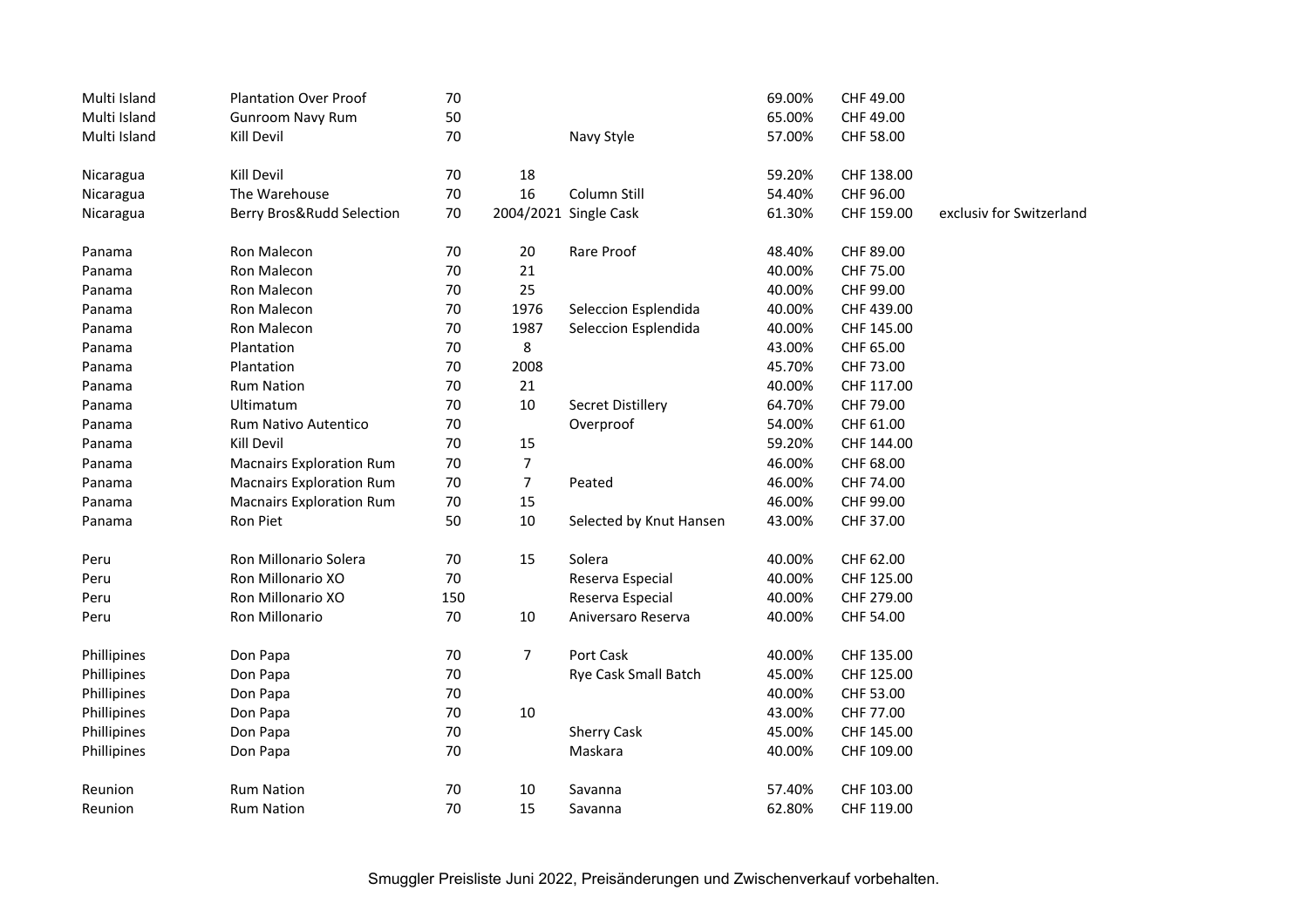| | | | | | | | |
|---|---|---|---|---|---|---|---|
| Multi Island | Plantation Over Proof | 70 | | | 69.00% | CHF 49.00 | |
| Multi Island | Gunroom Navy Rum | 50 | | | 65.00% | CHF 49.00 | |
| Multi Island | Kill Devil | 70 | | Navy Style | 57.00% | CHF 58.00 | |
| Nicaragua | Kill Devil | 70 | 18 | | 59.20% | CHF 138.00 | |
| Nicaragua | The Warehouse | 70 | 16 | Column Still | 54.40% | CHF 96.00 | |
| Nicaragua | Berry Bros&Rudd Selection | 70 | 2004/2021 | Single Cask | 61.30% | CHF 159.00 | exclusiv for Switzerland |
| Panama | Ron Malecon | 70 | 20 | Rare Proof | 48.40% | CHF 89.00 | |
| Panama | Ron Malecon | 70 | 21 | | 40.00% | CHF 75.00 | |
| Panama | Ron Malecon | 70 | 25 | | 40.00% | CHF 99.00 | |
| Panama | Ron Malecon | 70 | 1976 | Seleccion Esplendida | 40.00% | CHF 439.00 | |
| Panama | Ron Malecon | 70 | 1987 | Seleccion Esplendida | 40.00% | CHF 145.00 | |
| Panama | Plantation | 70 | 8 | | 43.00% | CHF 65.00 | |
| Panama | Plantation | 70 | 2008 | | 45.70% | CHF 73.00 | |
| Panama | Rum Nation | 70 | 21 | | 40.00% | CHF 117.00 | |
| Panama | Ultimatum | 70 | 10 | Secret Distillery | 64.70% | CHF 79.00 | |
| Panama | Rum Nativo Autentico | 70 | | Overproof | 54.00% | CHF 61.00 | |
| Panama | Kill Devil | 70 | 15 | | 59.20% | CHF 144.00 | |
| Panama | Macnairs Exploration Rum | 70 | 7 | | 46.00% | CHF 68.00 | |
| Panama | Macnairs Exploration Rum | 70 | 7 | Peated | 46.00% | CHF 74.00 | |
| Panama | Macnairs Exploration Rum | 70 | 15 | | 46.00% | CHF 99.00 | |
| Panama | Ron Piet | 50 | 10 | Selected by Knut Hansen | 43.00% | CHF 37.00 | |
| Peru | Ron Millonario Solera | 70 | 15 | Solera | 40.00% | CHF 62.00 | |
| Peru | Ron Millonario XO | 70 | | Reserva Especial | 40.00% | CHF 125.00 | |
| Peru | Ron Millonario XO | 150 | | Reserva Especial | 40.00% | CHF 279.00 | |
| Peru | Ron Millonario | 70 | 10 | Aniversaro Reserva | 40.00% | CHF 54.00 | |
| Phillipines | Don Papa | 70 | 7 | Port Cask | 40.00% | CHF 135.00 | |
| Phillipines | Don Papa | 70 | | Rye Cask Small Batch | 45.00% | CHF 125.00 | |
| Phillipines | Don Papa | 70 | | | 40.00% | CHF 53.00 | |
| Phillipines | Don Papa | 70 | 10 | | 43.00% | CHF 77.00 | |
| Phillipines | Don Papa | 70 | | Sherry Cask | 45.00% | CHF 145.00 | |
| Phillipines | Don Papa | 70 | | Maskara | 40.00% | CHF 109.00 | |
| Reunion | Rum Nation | 70 | 10 | Savanna | 57.40% | CHF 103.00 | |
| Reunion | Rum Nation | 70 | 15 | Savanna | 62.80% | CHF 119.00 | |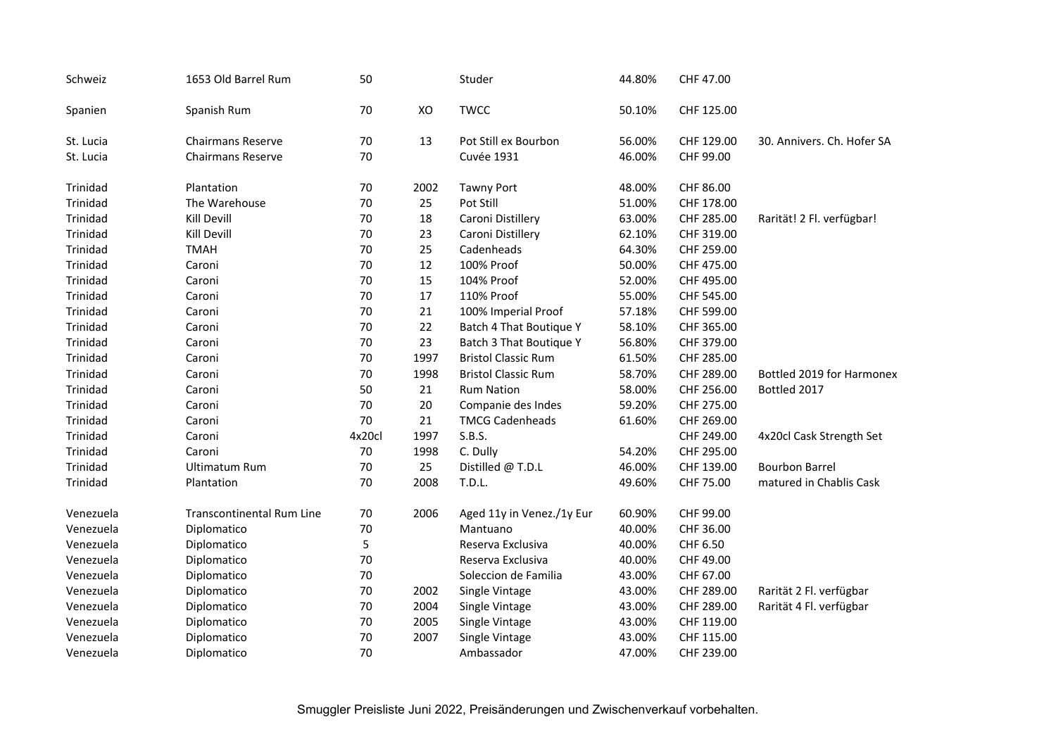| | | | | | | | |
|---|---|---|---|---|---|---|---|
| Schweiz | 1653 Old Barrel Rum | 50 | | Studer | 44.80% | CHF 47.00 | |
| | | | | | | | |
| Spanien | Spanish Rum | 70 | XO | TWCC | 50.10% | CHF 125.00 | |
| | | | | | | | |
| St. Lucia | Chairmans Reserve | 70 | 13 | Pot Still ex Bourbon | 56.00% | CHF 129.00 | 30. Annivers. Ch. Hofer SA |
| St. Lucia | Chairmans Reserve | 70 | | Cuvée 1931 | 46.00% | CHF 99.00 | |
| | | | | | | | |
| Trinidad | Plantation | 70 | 2002 | Tawny Port | 48.00% | CHF 86.00 | |
| Trinidad | The Warehouse | 70 | 25 | Pot Still | 51.00% | CHF 178.00 | |
| Trinidad | Kill Devill | 70 | 18 | Caroni Distillery | 63.00% | CHF 285.00 | Rarität! 2 Fl. verfügbar! |
| Trinidad | Kill Devill | 70 | 23 | Caroni Distillery | 62.10% | CHF 319.00 | |
| Trinidad | TMAH | 70 | 25 | Cadenheads | 64.30% | CHF 259.00 | |
| Trinidad | Caroni | 70 | 12 | 100% Proof | 50.00% | CHF 475.00 | |
| Trinidad | Caroni | 70 | 15 | 104% Proof | 52.00% | CHF 495.00 | |
| Trinidad | Caroni | 70 | 17 | 110% Proof | 55.00% | CHF 545.00 | |
| Trinidad | Caroni | 70 | 21 | 100% Imperial Proof | 57.18% | CHF 599.00 | |
| Trinidad | Caroni | 70 | 22 | Batch 4 That Boutique Y | 58.10% | CHF 365.00 | |
| Trinidad | Caroni | 70 | 23 | Batch 3 That Boutique Y | 56.80% | CHF 379.00 | |
| Trinidad | Caroni | 70 | 1997 | Bristol Classic Rum | 61.50% | CHF 285.00 | |
| Trinidad | Caroni | 70 | 1998 | Bristol Classic Rum | 58.70% | CHF 289.00 | Bottled 2019 for Harmonex |
| Trinidad | Caroni | 50 | 21 | Rum Nation | 58.00% | CHF 256.00 | Bottled 2017 |
| Trinidad | Caroni | 70 | 20 | Companie des Indes | 59.20% | CHF 275.00 | |
| Trinidad | Caroni | 70 | 21 | TMCG Cadenheads | 61.60% | CHF 269.00 | |
| Trinidad | Caroni | 4x20cl | 1997 | S.B.S. | | CHF 249.00 | 4x20cl Cask Strength Set |
| Trinidad | Caroni | 70 | 1998 | C. Dully | 54.20% | CHF 295.00 | |
| Trinidad | Ultimatum Rum | 70 | 25 | Distilled @ T.D.L | 46.00% | CHF 139.00 | Bourbon Barrel |
| Trinidad | Plantation | 70 | 2008 | T.D.L. | 49.60% | CHF 75.00 | matured in Chablis Cask |
| | | | | | | | |
| Venezuela | Transcontinental Rum Line | 70 | 2006 | Aged 11y in Venez./1y Eur | 60.90% | CHF 99.00 | |
| Venezuela | Diplomatico | 70 | | Mantuano | 40.00% | CHF 36.00 | |
| Venezuela | Diplomatico | 5 | | Reserva Exclusiva | 40.00% | CHF 6.50 | |
| Venezuela | Diplomatico | 70 | | Reserva Exclusiva | 40.00% | CHF 49.00 | |
| Venezuela | Diplomatico | 70 | | Soleccion de Familia | 43.00% | CHF 67.00 | |
| Venezuela | Diplomatico | 70 | 2002 | Single Vintage | 43.00% | CHF 289.00 | Rarität 2 Fl. verfügbar |
| Venezuela | Diplomatico | 70 | 2004 | Single Vintage | 43.00% | CHF 289.00 | Rarität 4 Fl. verfügbar |
| Venezuela | Diplomatico | 70 | 2005 | Single Vintage | 43.00% | CHF 119.00 | |
| Venezuela | Diplomatico | 70 | 2007 | Single Vintage | 43.00% | CHF 115.00 | |
| Venezuela | Diplomatico | 70 | | Ambassador | 47.00% | CHF 239.00 | |

Smuggler Preisliste Juni 2022, Preisänderungen und Zwischenverkauf vorbehalten.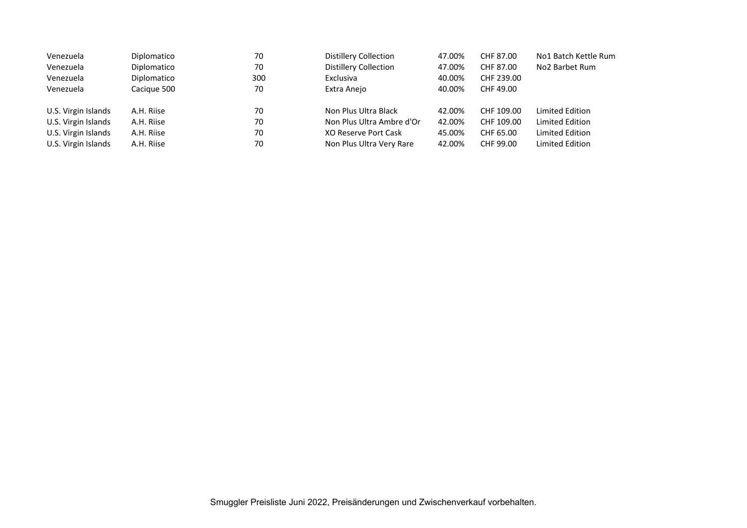| | | | | | | |
|---|---|---|---|---|---|---|
| Venezuela | Diplomatico | 70 | Distillery Collection | 47.00% | CHF 87.00 | No1 Batch Kettle Rum |
| Venezuela | Diplomatico | 70 | Distillery Collection | 47.00% | CHF 87.00 | No2 Barbet Rum |
| Venezuela | Diplomatico | 300 | Exclusiva | 40.00% | CHF 239.00 | |
| Venezuela | Cacique 500 | 70 | Extra Anejo | 40.00% | CHF 49.00 | |
| U.S. Virgin Islands | A.H. Riise | 70 | Non Plus Ultra Black | 42.00% | CHF 109.00 | Limited Edition |
| U.S. Virgin Islands | A.H. Riise | 70 | Non Plus Ultra Ambre d'Or | 42.00% | CHF 109.00 | Limited Edition |
| U.S. Virgin Islands | A.H. Riise | 70 | XO Reserve Port Cask | 45.00% | CHF 65.00 | Limited Edition |
| U.S. Virgin Islands | A.H. Riise | 70 | Non Plus Ultra Very Rare | 42.00% | CHF 99.00 | Limited Edition |